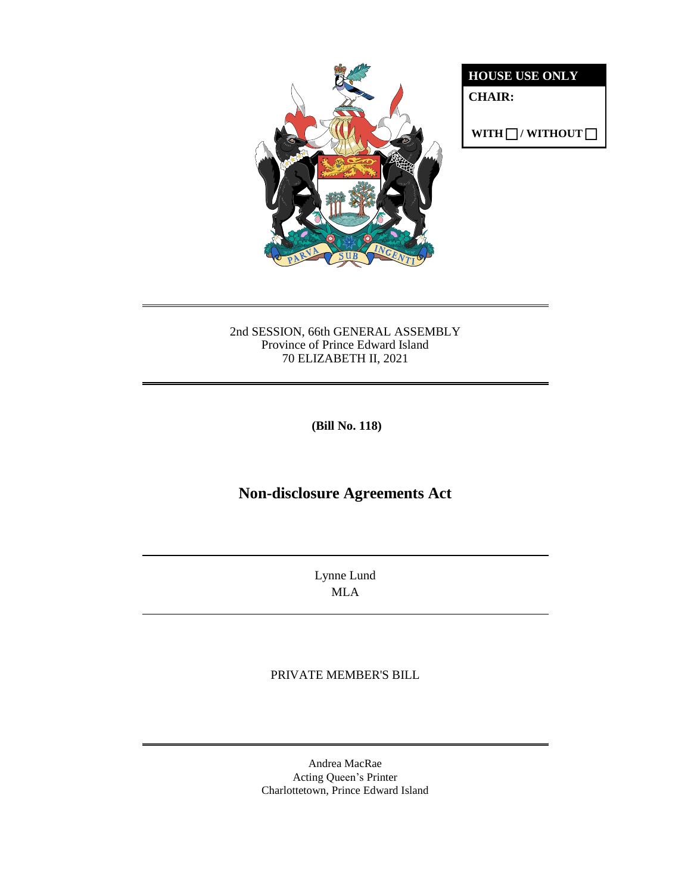**HOUSE USE ONLY**

**CHAIR:**

**WITH ☐ / WITHOUT ☐**

2nd SESSION, 66th GENERAL ASSEMBLY
Province of Prince Edward Island
70 ELIZABETH II, 2021

**(Bill No. 118)**

# Non-disclosure Agreements Act

Lynne Lund
MLA

PRIVATE MEMBER'S BILL

Andrea MacRae
Acting Queen's Printer
Charlottetown, Prince Edward Island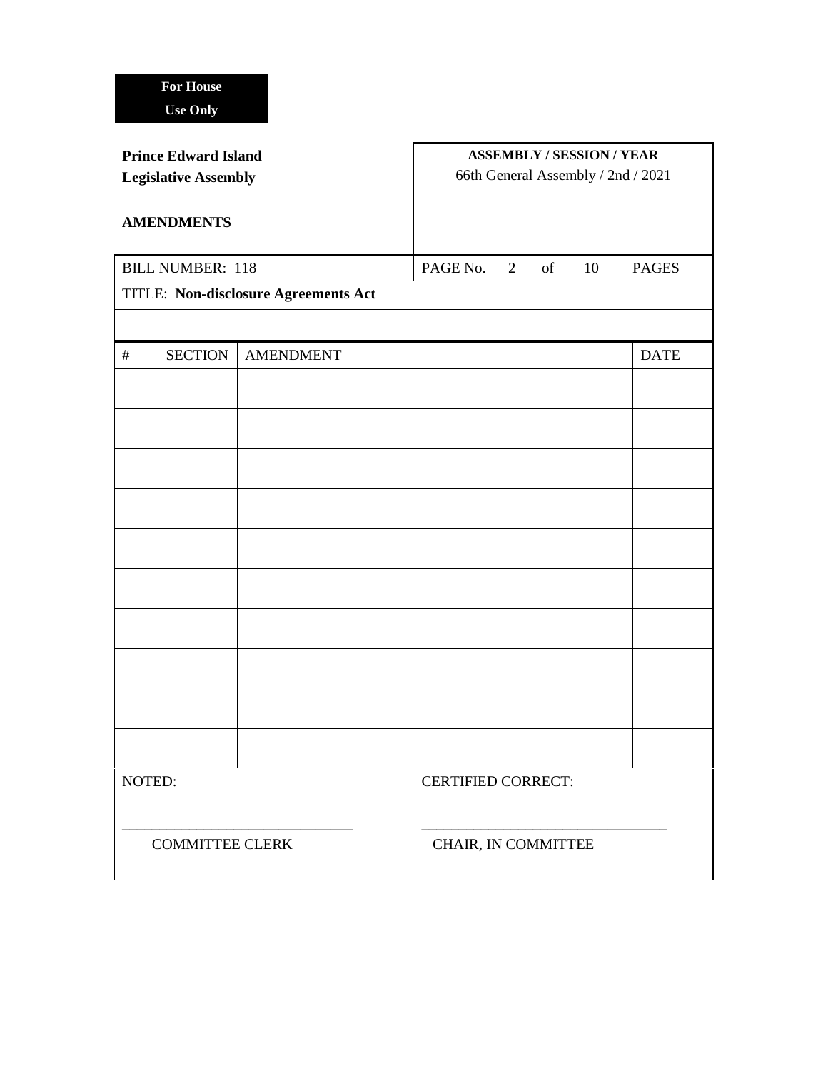**For House Use Only**

**Prince Edward Island Legislative Assembly**

**AMENDMENTS**

**ASSEMBLY / SESSION / YEAR**
66th General Assembly / 2nd / 2021

BILL NUMBER: 118

PAGE No. 2 of 10 PAGES

TITLE: **Non-disclosure Agreements Act**

| # | SECTION | AMENDMENT | DATE |
|---|---|---|---|
| | | | |
| | | | |
| | | | |
| | | | |
| | | | |
| | | | |
| | | | |
| | | | |
| | | | |
| | | | |

NOTED:

\_\_\_\_\_\_\_\_\_\_\_\_\_\_\_\_\_\_\_\_\_\_\_\_\_\_\_\_\_\_
COMMITTEE CLERK

CERTIFIED CORRECT:

\_\_\_\_\_\_\_\_\_\_\_\_\_\_\_\_\_\_\_\_\_\_\_\_\_\_\_\_\_\_
CHAIR, IN COMMITTEE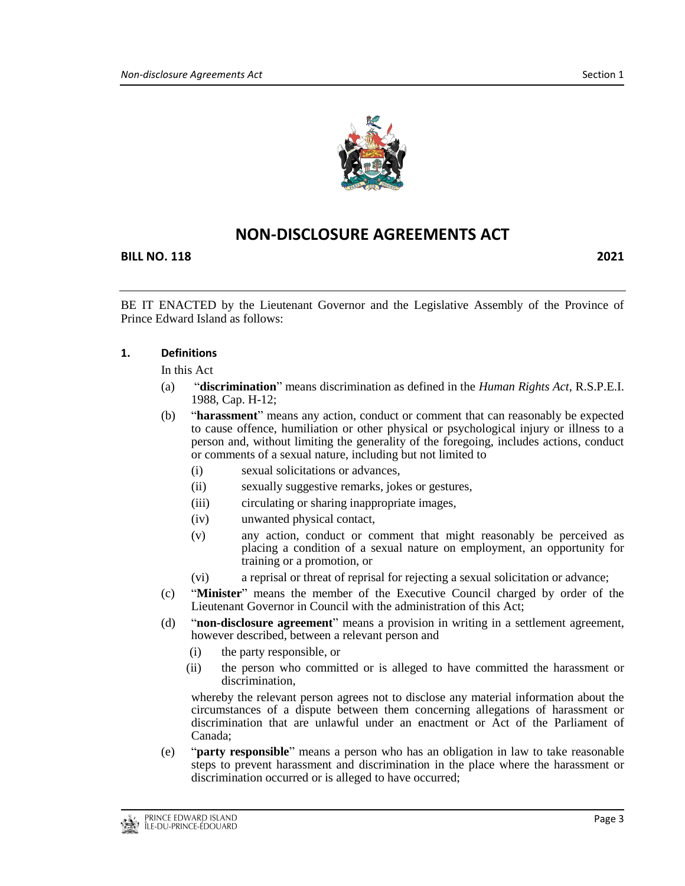# NON-DISCLOSURE AGREEMENTS ACT

**BILL NO. 118** **2021**

BE IT ENACTED by the Lieutenant Governor and the Legislative Assembly of the Province of Prince Edward Island as follows:

### 1. Definitions

In this Act

(a) "**discrimination**" means discrimination as defined in the *Human Rights Act,* R.S.P.E.I. 1988, Cap. H-12;

(b) "**harassment**" means any action, conduct or comment that can reasonably be expected to cause offence, humiliation or other physical or psychological injury or illness to a person and, without limiting the generality of the foregoing, includes actions, conduct or comments of a sexual nature, including but not limited to

- (i) sexual solicitations or advances,
- (ii) sexually suggestive remarks, jokes or gestures,
- (iii) circulating or sharing inappropriate images,
- (iv) unwanted physical contact,
- (v) any action, conduct or comment that might reasonably be perceived as placing a condition of a sexual nature on employment, an opportunity for training or a promotion, or
- (vi) a reprisal or threat of reprisal for rejecting a sexual solicitation or advance;

(c) "**Minister**" means the member of the Executive Council charged by order of the Lieutenant Governor in Council with the administration of this Act;

(d) "**non-disclosure agreement**" means a provision in writing in a settlement agreement, however described, between a relevant person and

- (i) the party responsible, or
- (ii) the person who committed or is alleged to have committed the harassment or discrimination,

whereby the relevant person agrees not to disclose any material information about the circumstances of a dispute between them concerning allegations of harassment or discrimination that are unlawful under an enactment or Act of the Parliament of Canada;

(e) "**party responsible**" means a person who has an obligation in law to take reasonable steps to prevent harassment and discrimination in the place where the harassment or discrimination occurred or is alleged to have occurred;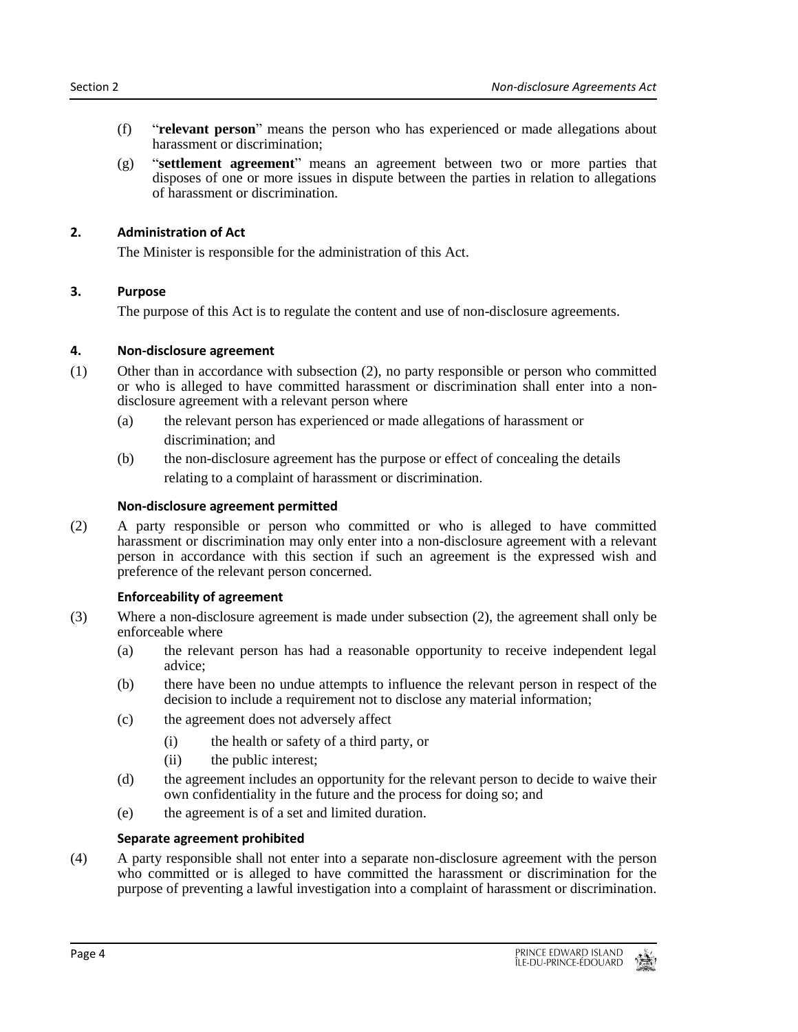(f) "**relevant person**" means the person who has experienced or made allegations about harassment or discrimination;

(g) "**settlement agreement**" means an agreement between two or more parties that disposes of one or more issues in dispute between the parties in relation to allegations of harassment or discrimination.

### 2. Administration of Act

The Minister is responsible for the administration of this Act.

### 3. Purpose

The purpose of this Act is to regulate the content and use of non-disclosure agreements.

### 4. Non-disclosure agreement

(1) Other than in accordance with subsection (2), no party responsible or person who committed or who is alleged to have committed harassment or discrimination shall enter into a non-disclosure agreement with a relevant person where

- (a) the relevant person has experienced or made allegations of harassment or discrimination; and
- (b) the non-disclosure agreement has the purpose or effect of concealing the details relating to a complaint of harassment or discrimination.

#### Non-disclosure agreement permitted

(2) A party responsible or person who committed or who is alleged to have committed harassment or discrimination may only enter into a non-disclosure agreement with a relevant person in accordance with this section if such an agreement is the expressed wish and preference of the relevant person concerned.

#### Enforceability of agreement

(3) Where a non-disclosure agreement is made under subsection (2), the agreement shall only be enforceable where

- (a) the relevant person has had a reasonable opportunity to receive independent legal advice;
- (b) there have been no undue attempts to influence the relevant person in respect of the decision to include a requirement not to disclose any material information;
- (c) the agreement does not adversely affect
  - (i) the health or safety of a third party, or
  - (ii) the public interest;
- (d) the agreement includes an opportunity for the relevant person to decide to waive their own confidentiality in the future and the process for doing so; and
- (e) the agreement is of a set and limited duration.

#### Separate agreement prohibited

(4) A party responsible shall not enter into a separate non-disclosure agreement with the person who committed or is alleged to have committed the harassment or discrimination for the purpose of preventing a lawful investigation into a complaint of harassment or discrimination.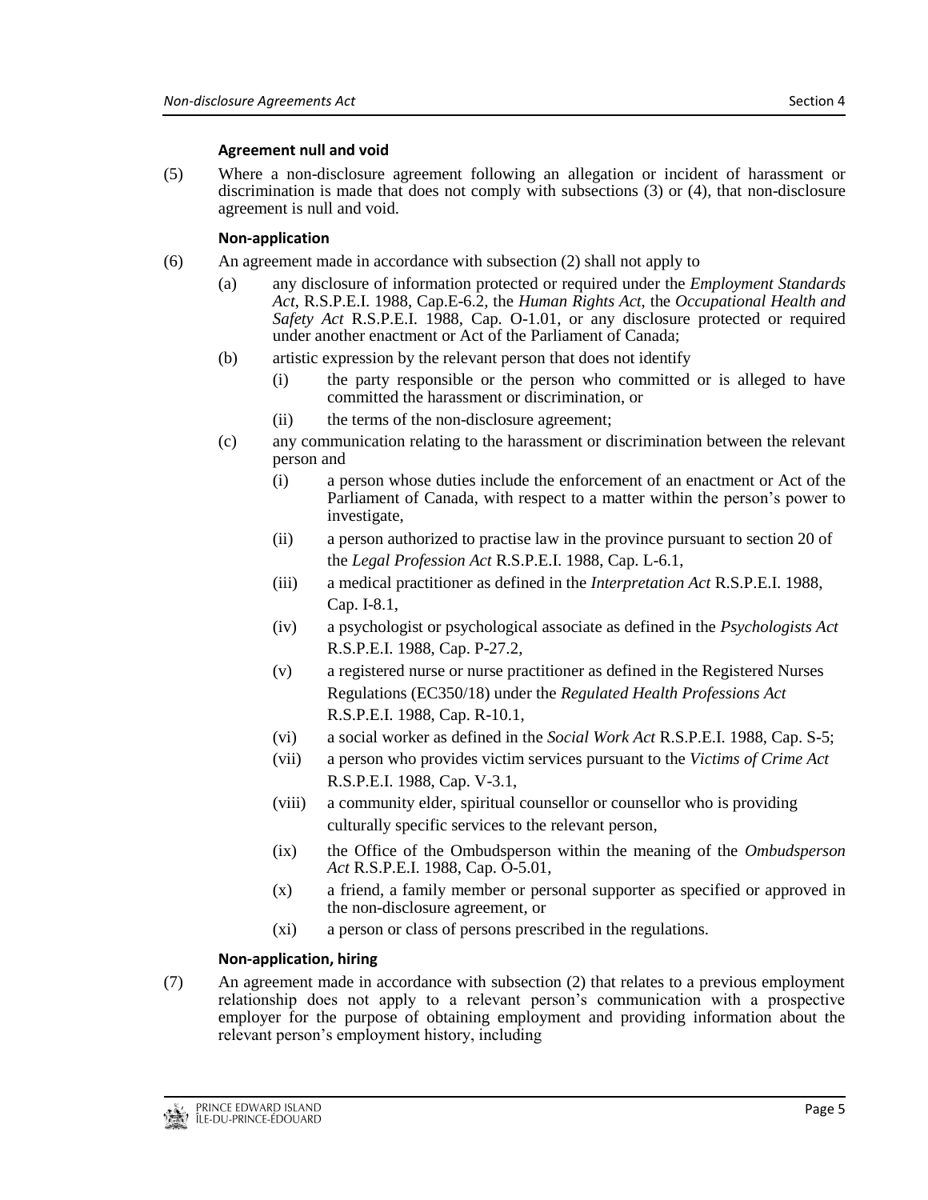**Agreement null and void**

(5) Where a non-disclosure agreement following an allegation or incident of harassment or discrimination is made that does not comply with subsections (3) or (4), that non-disclosure agreement is null and void.

**Non-application**

(6) An agreement made in accordance with subsection (2) shall not apply to

(a) any disclosure of information protected or required under the *Employment Standards Act*, R.S.P.E.I. 1988, Cap.E-6.2, the *Human Rights Act*, the *Occupational Health and Safety Act* R.S.P.E.I. 1988, Cap. O-1.01, or any disclosure protected or required under another enactment or Act of the Parliament of Canada;

(b) artistic expression by the relevant person that does not identify

(i) the party responsible or the person who committed or is alleged to have committed the harassment or discrimination, or

(ii) the terms of the non-disclosure agreement;

(c) any communication relating to the harassment or discrimination between the relevant person and

(i) a person whose duties include the enforcement of an enactment or Act of the Parliament of Canada, with respect to a matter within the person's power to investigate,

(ii) a person authorized to practise law in the province pursuant to section 20 of the *Legal Profession Act* R.S.P.E.I. 1988, Cap. L-6.1,

(iii) a medical practitioner as defined in the *Interpretation Act* R.S.P.E.I. 1988, Cap. I-8.1,

(iv) a psychologist or psychological associate as defined in the *Psychologists Act* R.S.P.E.I. 1988, Cap. P-27.2,

(v) a registered nurse or nurse practitioner as defined in the Registered Nurses Regulations (EC350/18) under the *Regulated Health Professions Act* R.S.P.E.I. 1988, Cap. R-10.1,

(vi) a social worker as defined in the *Social Work Act* R.S.P.E.I. 1988, Cap. S-5;

(vii) a person who provides victim services pursuant to the *Victims of Crime Act* R.S.P.E.I. 1988, Cap. V-3.1,

(viii) a community elder, spiritual counsellor or counsellor who is providing culturally specific services to the relevant person,

(ix) the Office of the Ombudsperson within the meaning of the *Ombudsperson Act* R.S.P.E.I. 1988, Cap. O-5.01,

(x) a friend, a family member or personal supporter as specified or approved in the non-disclosure agreement, or

(xi) a person or class of persons prescribed in the regulations.

**Non-application, hiring**

(7) An agreement made in accordance with subsection (2) that relates to a previous employment relationship does not apply to a relevant person's communication with a prospective employer for the purpose of obtaining employment and providing information about the relevant person's employment history, including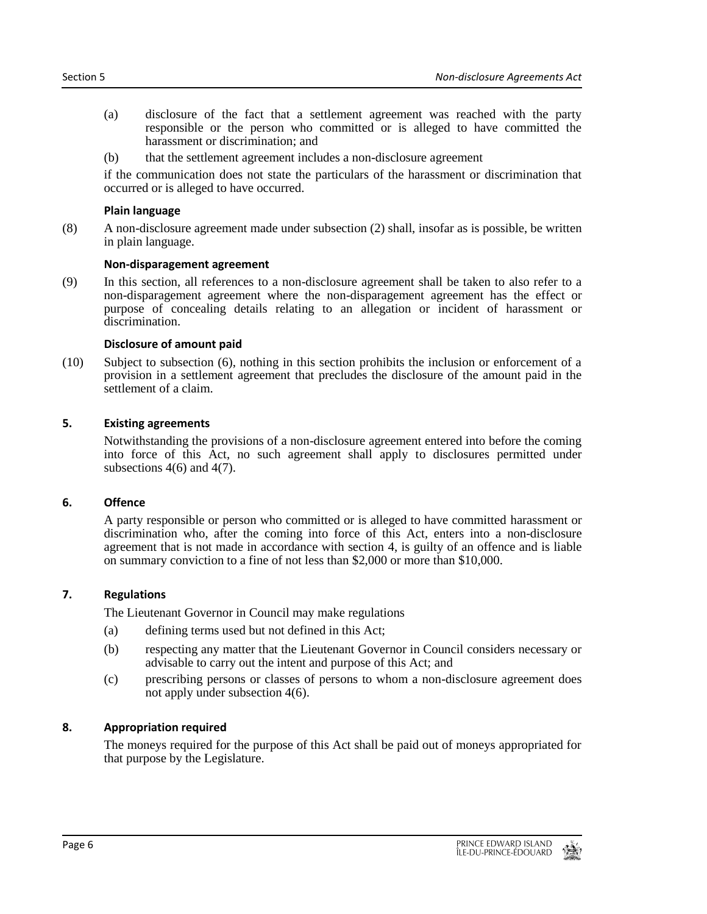(a) disclosure of the fact that a settlement agreement was reached with the party responsible or the person who committed or is alleged to have committed the harassment or discrimination; and

(b) that the settlement agreement includes a non-disclosure agreement

if the communication does not state the particulars of the harassment or discrimination that occurred or is alleged to have occurred.

**Plain language**

(8) A non-disclosure agreement made under subsection (2) shall, insofar as is possible, be written in plain language.

**Non-disparagement agreement**

(9) In this section, all references to a non-disclosure agreement shall be taken to also refer to a non-disparagement agreement where the non-disparagement agreement has the effect or purpose of concealing details relating to an allegation or incident of harassment or discrimination.

**Disclosure of amount paid**

(10) Subject to subsection (6), nothing in this section prohibits the inclusion or enforcement of a provision in a settlement agreement that precludes the disclosure of the amount paid in the settlement of a claim.

## 5. Existing agreements

Notwithstanding the provisions of a non-disclosure agreement entered into before the coming into force of this Act, no such agreement shall apply to disclosures permitted under subsections 4(6) and 4(7).

## 6. Offence

A party responsible or person who committed or is alleged to have committed harassment or discrimination who, after the coming into force of this Act, enters into a non-disclosure agreement that is not made in accordance with section 4, is guilty of an offence and is liable on summary conviction to a fine of not less than $2,000 or more than $10,000.

## 7. Regulations

The Lieutenant Governor in Council may make regulations

(a) defining terms used but not defined in this Act;

(b) respecting any matter that the Lieutenant Governor in Council considers necessary or advisable to carry out the intent and purpose of this Act; and

(c) prescribing persons or classes of persons to whom a non-disclosure agreement does not apply under subsection 4(6).

## 8. Appropriation required

The moneys required for the purpose of this Act shall be paid out of moneys appropriated for that purpose by the Legislature.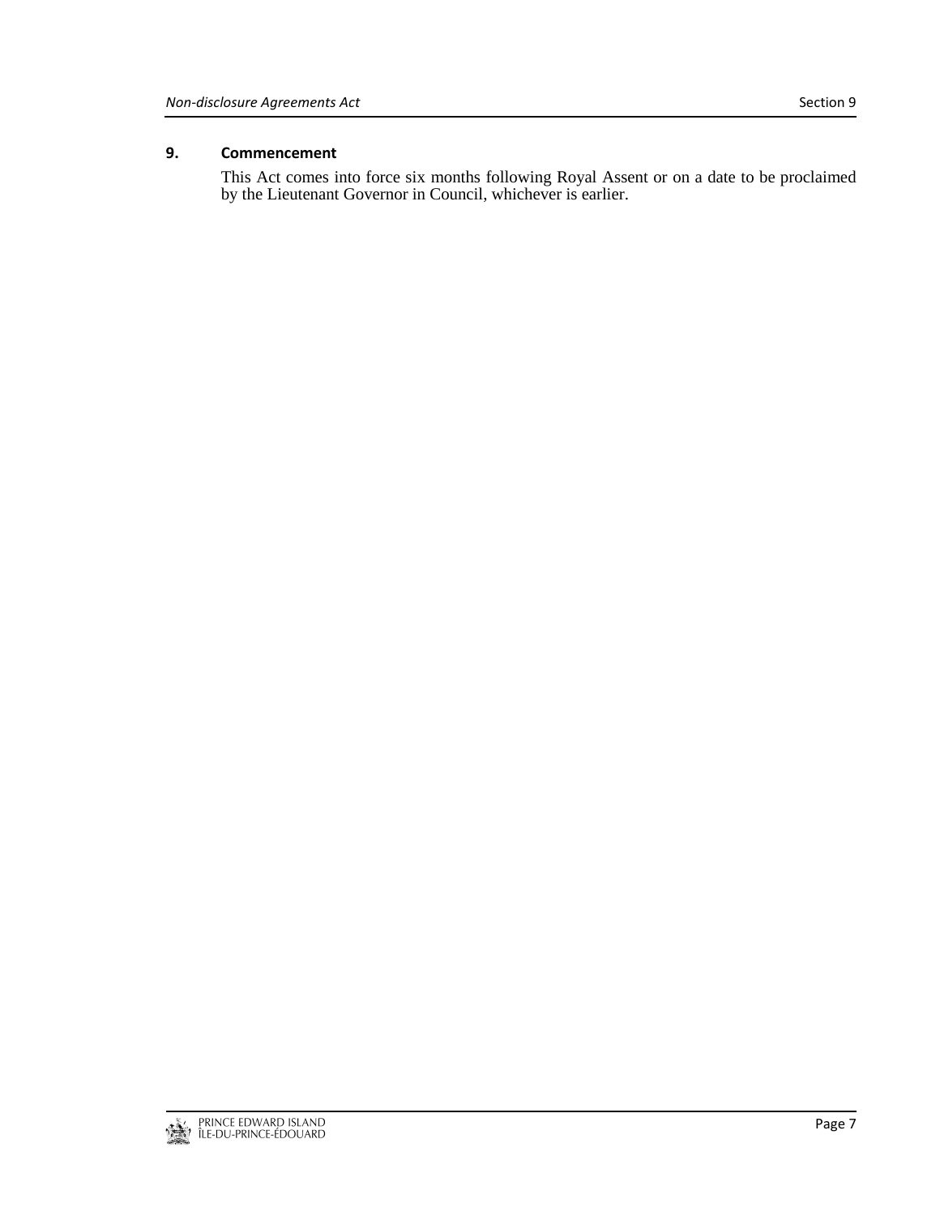**9. Commencement**

This Act comes into force six months following Royal Assent or on a date to be proclaimed by the Lieutenant Governor in Council, whichever is earlier.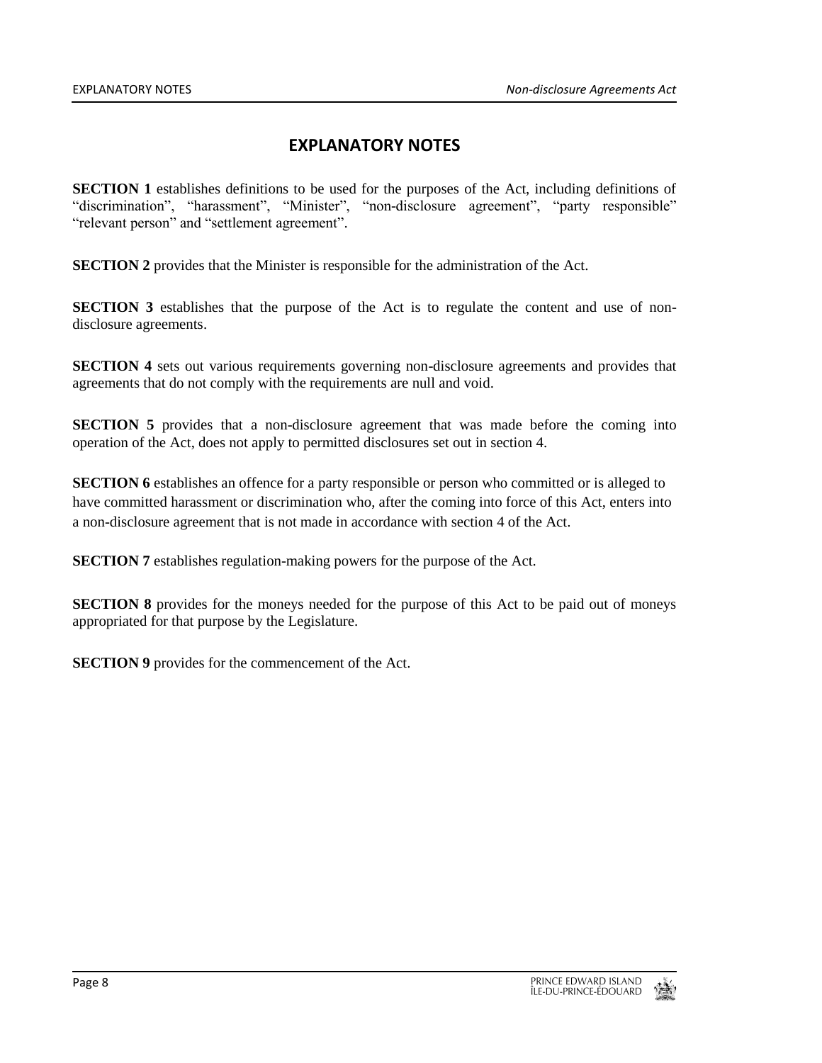# EXPLANATORY NOTES

**SECTION 1** establishes definitions to be used for the purposes of the Act, including definitions of "discrimination", "harassment", "Minister", "non-disclosure agreement", "party responsible" "relevant person" and "settlement agreement".

**SECTION 2** provides that the Minister is responsible for the administration of the Act.

**SECTION 3** establishes that the purpose of the Act is to regulate the content and use of non-disclosure agreements.

**SECTION 4** sets out various requirements governing non-disclosure agreements and provides that agreements that do not comply with the requirements are null and void.

**SECTION 5** provides that a non-disclosure agreement that was made before the coming into operation of the Act, does not apply to permitted disclosures set out in section 4.

**SECTION 6** establishes an offence for a party responsible or person who committed or is alleged to have committed harassment or discrimination who, after the coming into force of this Act, enters into a non-disclosure agreement that is not made in accordance with section 4 of the Act.

**SECTION 7** establishes regulation-making powers for the purpose of the Act.

**SECTION 8** provides for the moneys needed for the purpose of this Act to be paid out of moneys appropriated for that purpose by the Legislature.

**SECTION 9** provides for the commencement of the Act.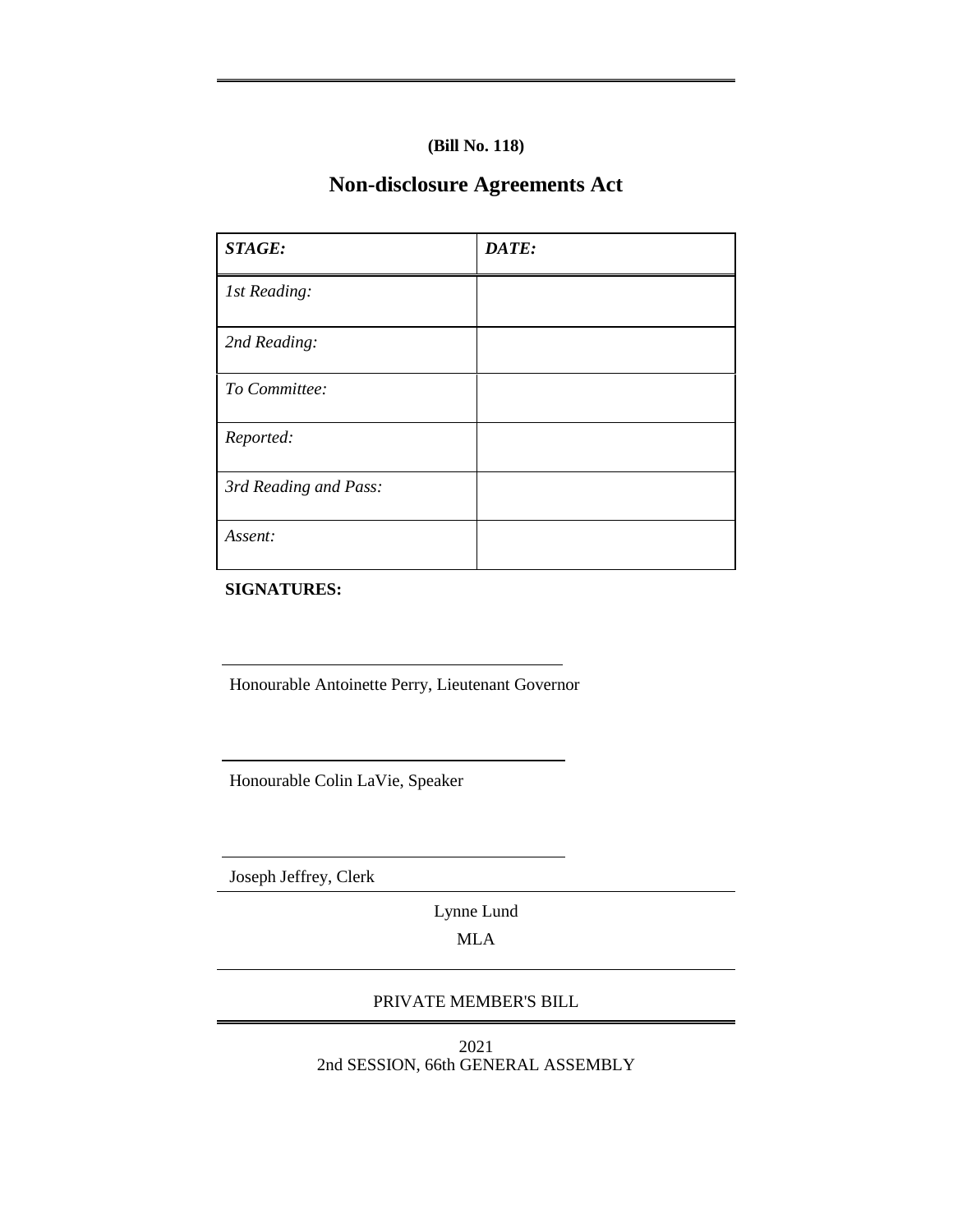**(Bill No. 118)**

## Non-disclosure Agreements Act

| ***STAGE:*** | ***DATE:*** |
|---|---|
| *1st Reading:* | |
| *2nd Reading:* | |
| *To Committee:* | |
| *Reported:* | |
| *3rd Reading and Pass:* | |
| *Assent:* | |

**SIGNATURES:**

Honourable Antoinette Perry, Lieutenant Governor

Honourable Colin LaVie, Speaker

Joseph Jeffrey, Clerk

Lynne Lund

MLA

PRIVATE MEMBER'S BILL

2021

2nd SESSION, 66th GENERAL ASSEMBLY